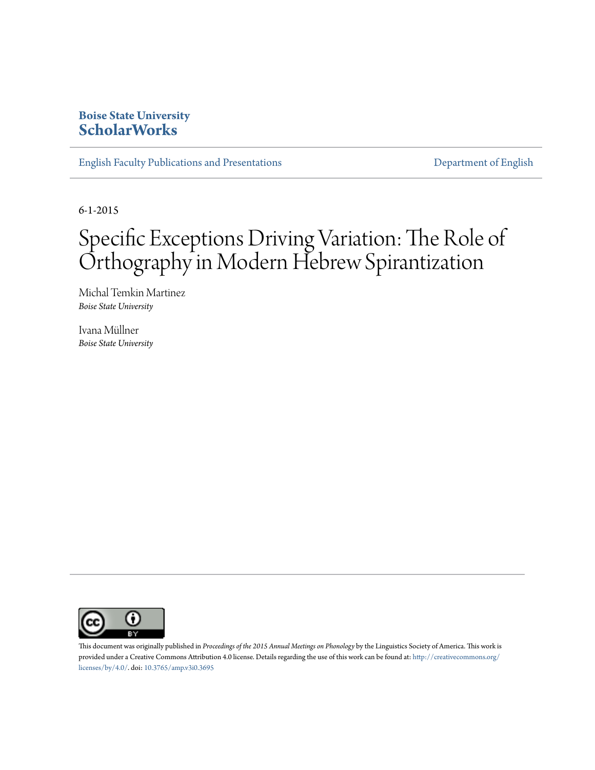**Boise State University**
**ScholarWorks**

English Faculty Publications and Presentations | Department of English

6-1-2015

# Specific Exceptions Driving Variation: The Role of Orthography in Modern Hebrew Spirantization

Michal Temkin Martinez
*Boise State University*

Ivana Müllner
*Boise State University*

This document was originally published in *Proceedings of the 2015 Annual Meetings on Phonology* by the Linguistics Society of America. This work is provided under a Creative Commons Attribution 4.0 license. Details regarding the use of this work can be found at: http://creativecommons.org/licenses/by/4.0/. doi: 10.3765/amp.v3i0.3695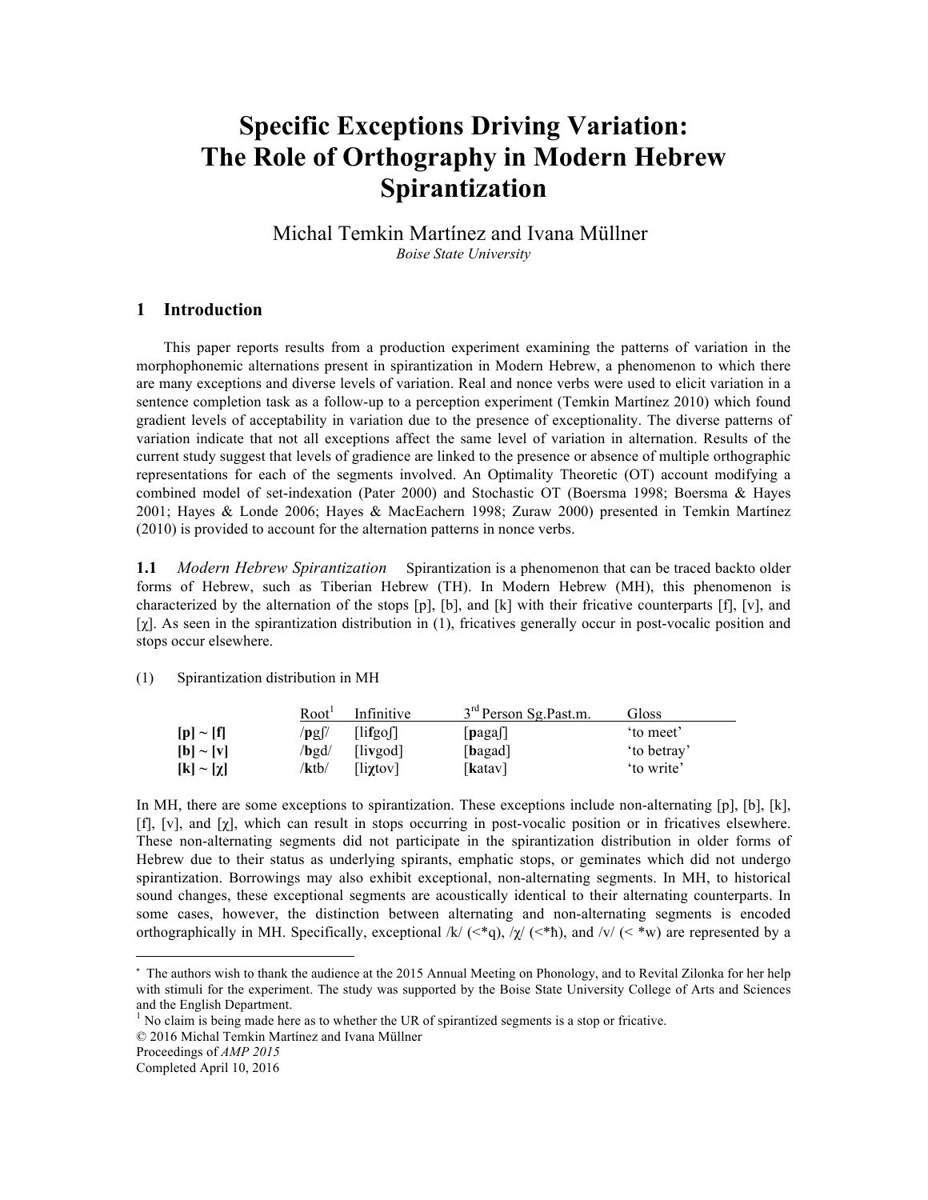# Specific Exceptions Driving Variation: The Role of Orthography in Modern Hebrew Spirantization

Michal Temkin Martínez and Ivana Müllner
*Boise State University*

## 1 Introduction

This paper reports results from a production experiment examining the patterns of variation in the morphophonemic alternations present in spirantization in Modern Hebrew, a phenomenon to which there are many exceptions and diverse levels of variation. Real and nonce verbs were used to elicit variation in a sentence completion task as a follow-up to a perception experiment (Temkin Martínez 2010) which found gradient levels of acceptability in variation due to the presence of exceptionality. The diverse patterns of variation indicate that not all exceptions affect the same level of variation in alternation. Results of the current study suggest that levels of gradience are linked to the presence or absence of multiple orthographic representations for each of the segments involved. An Optimality Theoretic (OT) account modifying a combined model of set-indexation (Pater 2000) and Stochastic OT (Boersma 1998; Boersma & Hayes 2001; Hayes & Londe 2006; Hayes & MacEachern 1998; Zuraw 2000) presented in Temkin Martínez (2010) is provided to account for the alternation patterns in nonce verbs.

**1.1** *Modern Hebrew Spirantization* Spirantization is a phenomenon that can be traced backto older forms of Hebrew, such as Tiberian Hebrew (TH). In Modern Hebrew (MH), this phenomenon is characterized by the alternation of the stops [p], [b], and [k] with their fricative counterparts [f], [v], and [χ]. As seen in the spirantization distribution in (1), fricatives generally occur in post-vocalic position and stops occur elsewhere.

(1) Spirantization distribution in MH

| | Root[1] | Infinitive | 3[rd] Person Sg.Past.m. | Gloss |
|---|---|---|---|---|
| **[p] ~ [f]** | /**p**gʃ/ | [li**f**goʃ] | [**p**agaʃ] | 'to meet' |
| **[b] ~ [v]** | /**b**gd/ | [li**v**god] | [**b**agad] | 'to betray' |
| **[k] ~ [χ]** | /**k**tb/ | [li**χ**tov] | [**k**atav] | 'to write' |

In MH, there are some exceptions to spirantization. These exceptions include non-alternating [p], [b], [k], [f], [v], and [χ], which can result in stops occurring in post-vocalic position or in fricatives elsewhere. These non-alternating segments did not participate in the spirantization distribution in older forms of Hebrew due to their status as underlying spirants, emphatic stops, or geminates which did not undergo spirantization. Borrowings may also exhibit exceptional, non-alternating segments. In MH, to historical sound changes, these exceptional segments are acoustically identical to their alternating counterparts. In some cases, however, the distinction between alternating and non-alternating segments is encoded orthographically in MH. Specifically, exceptional /k/ (<*q), /χ/ (<*ħ), and /v/ (< *w) are represented by a

---

* The authors wish to thank the audience at the 2015 Annual Meeting on Phonology, and to Revital Zilonka for her help with stimuli for the experiment. The study was supported by the Boise State University College of Arts and Sciences and the English Department.

[1] No claim is being made here as to whether the UR of spirantized segments is a stop or fricative.

© 2016 Michal Temkin Martínez and Ivana Müllner
Proceedings of *AMP 2015*
Completed April 10, 2016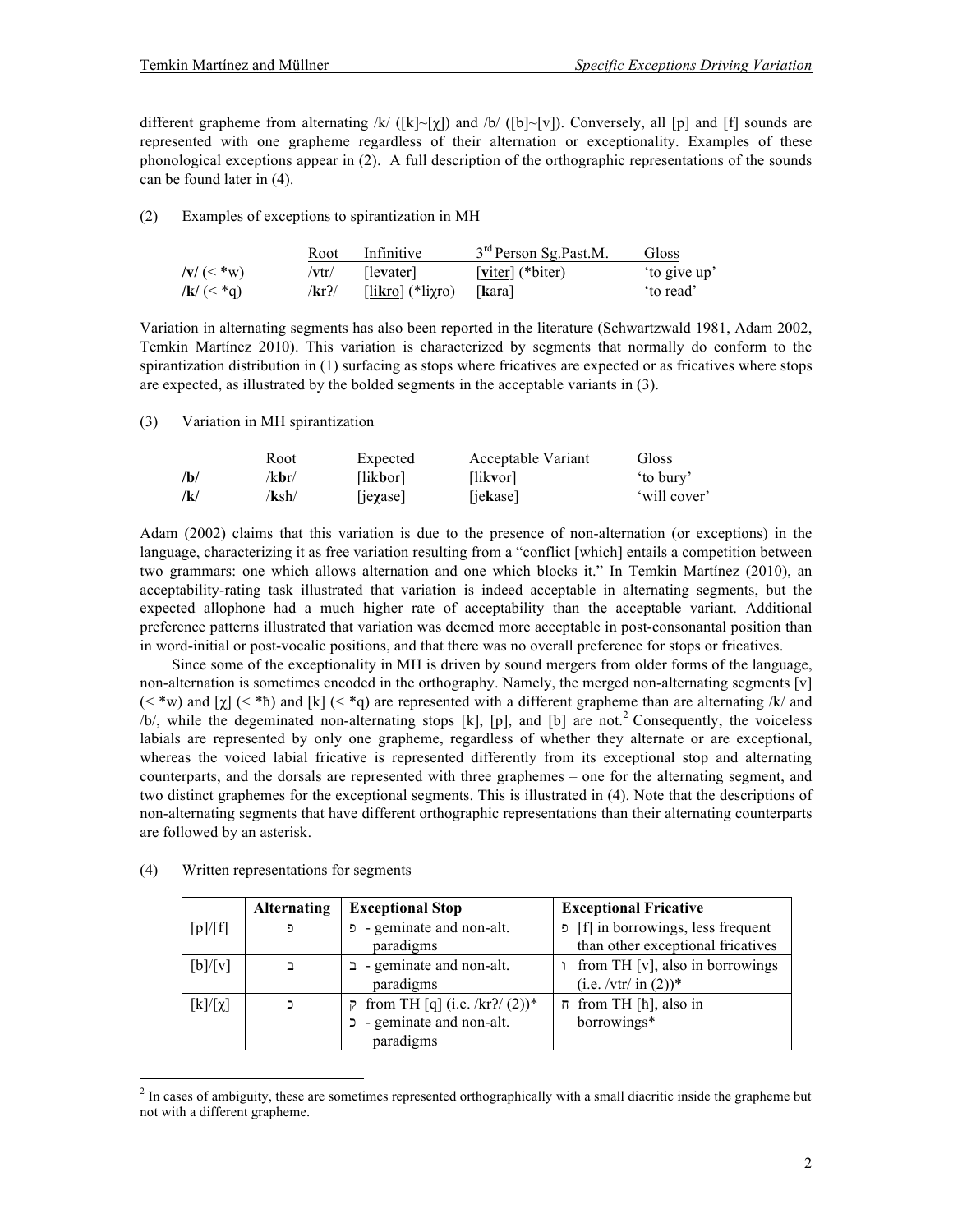different grapheme from alternating /k/ ([k]~[χ]) and /b/ ([b]~[v]). Conversely, all [p] and [f] sounds are represented with one grapheme regardless of their alternation or exceptionality. Examples of these phonological exceptions appear in (2). A full description of the orthographic representations of the sounds can be found later in (4).

(2) Examples of exceptions to spirantization in MH

| | Root | Infinitive | 3rd Person Sg.Past.M. | Gloss |
|---|---|---|---|---|
| **/v/** (< *w) | /**v**tr/ | [le**v**ater] | [viter] (*biter) | 'to give up' |
| **/k/** (< *q) | /**k**rʔ/ | [likro] (*liχro) | [**k**ara] | 'to read' |

Variation in alternating segments has also been reported in the literature (Schwartzwald 1981, Adam 2002, Temkin Martínez 2010). This variation is characterized by segments that normally do conform to the spirantization distribution in (1) surfacing as stops where fricatives are expected or as fricatives where stops are expected, as illustrated by the bolded segments in the acceptable variants in (3).

(3) Variation in MH spirantization

| | Root | Expected | Acceptable Variant | Gloss |
|---|---|---|---|---|
| **/b/** | /k**b**r/ | [lik**b**or] | [lik**v**or] | 'to bury' |
| **/k/** | /**k**sh/ | [je**χ**ase] | [je**k**ase] | 'will cover' |

Adam (2002) claims that this variation is due to the presence of non-alternation (or exceptions) in the language, characterizing it as free variation resulting from a "conflict [which] entails a competition between two grammars: one which allows alternation and one which blocks it." In Temkin Martínez (2010), an acceptability-rating task illustrated that variation is indeed acceptable in alternating segments, but the expected allophone had a much higher rate of acceptability than the acceptable variant. Additional preference patterns illustrated that variation was deemed more acceptable in post-consonantal position than in word-initial or post-vocalic positions, and that there was no overall preference for stops or fricatives.

Since some of the exceptionality in MH is driven by sound mergers from older forms of the language, non-alternation is sometimes encoded in the orthography. Namely, the merged non-alternating segments [v] (< *w) and [χ] (< *ħ) and [k] (< *q) are represented with a different grapheme than are alternating /k/ and /b/, while the degeminated non-alternating stops [k], [p], and [b] are not.[2] Consequently, the voiceless labials are represented by only one grapheme, regardless of whether they alternate or are exceptional, whereas the voiced labial fricative is represented differently from its exceptional stop and alternating counterparts, and the dorsals are represented with three graphemes – one for the alternating segment, and two distinct graphemes for the exceptional segments. This is illustrated in (4). Note that the descriptions of non-alternating segments that have different orthographic representations than their alternating counterparts are followed by an asterisk.

(4) Written representations for segments

| | **Alternating** | **Exceptional Stop** | **Exceptional Fricative** |
|---|---|---|---|
| [p]/[f] | פ | פ - geminate and non-alt. paradigms | פ [f] in borrowings, less frequent than other exceptional fricatives |
| [b]/[v] | ב | ב - geminate and non-alt. paradigms | ו from TH [v], also in borrowings (i.e. /vtr/ in (2))* |
| [k]/[χ] | כ | ק from TH [q] (i.e. /krʔ/ (2))* <br> כ - geminate and non-alt. paradigms | ח from TH [ħ], also in borrowings* |

[2] In cases of ambiguity, these are sometimes represented orthographically with a small diacritic inside the grapheme but not with a different grapheme.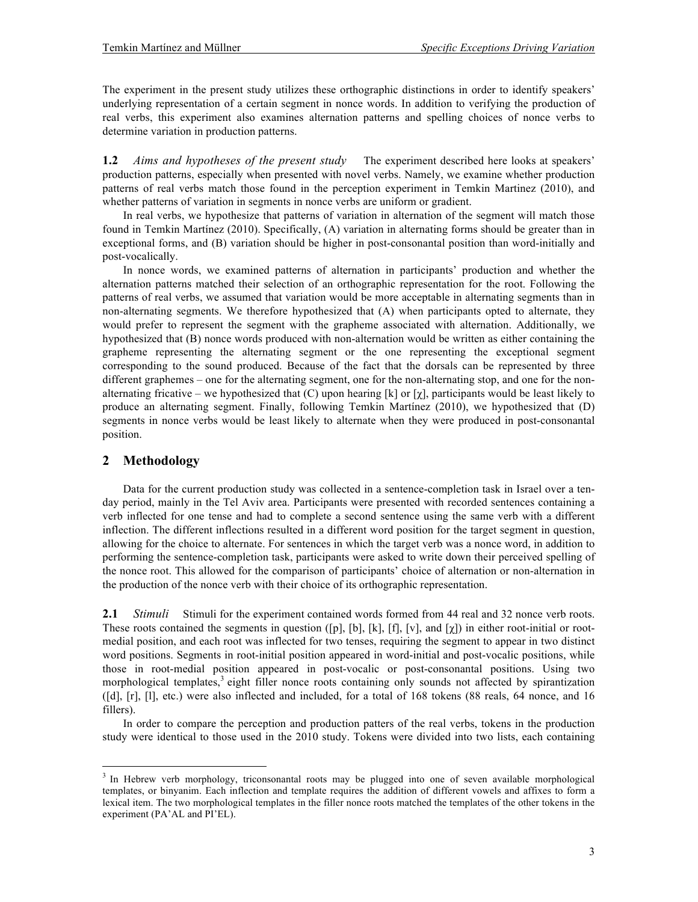The experiment in the present study utilizes these orthographic distinctions in order to identify speakers' underlying representation of a certain segment in nonce words. In addition to verifying the production of real verbs, this experiment also examines alternation patterns and spelling choices of nonce verbs to determine variation in production patterns.

**1.2** *Aims and hypotheses of the present study* The experiment described here looks at speakers' production patterns, especially when presented with novel verbs. Namely, we examine whether production patterns of real verbs match those found in the perception experiment in Temkin Martinez (2010), and whether patterns of variation in segments in nonce verbs are uniform or gradient.

In real verbs, we hypothesize that patterns of variation in alternation of the segment will match those found in Temkin Martínez (2010). Specifically, (A) variation in alternating forms should be greater than in exceptional forms, and (B) variation should be higher in post-consonantal position than word-initially and post-vocalically.

In nonce words, we examined patterns of alternation in participants' production and whether the alternation patterns matched their selection of an orthographic representation for the root. Following the patterns of real verbs, we assumed that variation would be more acceptable in alternating segments than in non-alternating segments. We therefore hypothesized that (A) when participants opted to alternate, they would prefer to represent the segment with the grapheme associated with alternation. Additionally, we hypothesized that (B) nonce words produced with non-alternation would be written as either containing the grapheme representing the alternating segment or the one representing the exceptional segment corresponding to the sound produced. Because of the fact that the dorsals can be represented by three different graphemes – one for the alternating segment, one for the non-alternating stop, and one for the non-alternating fricative – we hypothesized that (C) upon hearing [k] or [χ], participants would be least likely to produce an alternating segment. Finally, following Temkin Martínez (2010), we hypothesized that (D) segments in nonce verbs would be least likely to alternate when they were produced in post-consonantal position.

## 2 Methodology

Data for the current production study was collected in a sentence-completion task in Israel over a ten-day period, mainly in the Tel Aviv area. Participants were presented with recorded sentences containing a verb inflected for one tense and had to complete a second sentence using the same verb with a different inflection. The different inflections resulted in a different word position for the target segment in question, allowing for the choice to alternate. For sentences in which the target verb was a nonce word, in addition to performing the sentence-completion task, participants were asked to write down their perceived spelling of the nonce root. This allowed for the comparison of participants' choice of alternation or non-alternation in the production of the nonce verb with their choice of its orthographic representation.

**2.1** *Stimuli* Stimuli for the experiment contained words formed from 44 real and 32 nonce verb roots. These roots contained the segments in question ([p], [b], [k], [f], [v], and [χ]) in either root-initial or root-medial position, and each root was inflected for two tenses, requiring the segment to appear in two distinct word positions. Segments in root-initial position appeared in word-initial and post-vocalic positions, while those in root-medial position appeared in post-vocalic or post-consonantal positions. Using two morphological templates,[3] eight filler nonce roots containing only sounds not affected by spirantization ([d], [r], [l], etc.) were also inflected and included, for a total of 168 tokens (88 reals, 64 nonce, and 16 fillers).

In order to compare the perception and production patters of the real verbs, tokens in the production study were identical to those used in the 2010 study. Tokens were divided into two lists, each containing

[3] In Hebrew verb morphology, triconsonantal roots may be plugged into one of seven available morphological templates, or binyanim. Each inflection and template requires the addition of different vowels and affixes to form a lexical item. The two morphological templates in the filler nonce roots matched the templates of the other tokens in the experiment (PA'AL and PI'EL).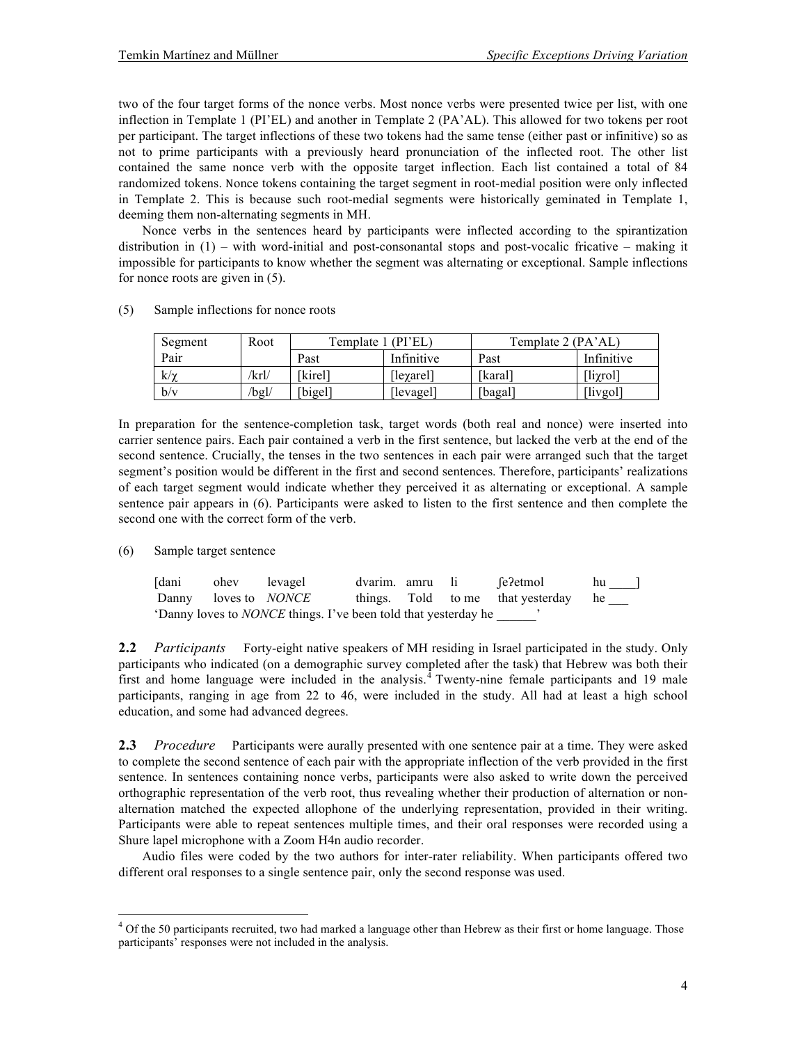two of the four target forms of the nonce verbs. Most nonce verbs were presented twice per list, with one inflection in Template 1 (PI'EL) and another in Template 2 (PA'AL). This allowed for two tokens per root per participant. The target inflections of these two tokens had the same tense (either past or infinitive) so as not to prime participants with a previously heard pronunciation of the inflected root. The other list contained the same nonce verb with the opposite target inflection. Each list contained a total of 84 randomized tokens. Nonce tokens containing the target segment in root-medial position were only inflected in Template 2. This is because such root-medial segments were historically geminated in Template 1, deeming them non-alternating segments in MH.

Nonce verbs in the sentences heard by participants were inflected according to the spirantization distribution in (1) – with word-initial and post-consonantal stops and post-vocalic fricative – making it impossible for participants to know whether the segment was alternating or exceptional. Sample inflections for nonce roots are given in (5).

(5) Sample inflections for nonce roots

| Segment Pair | Root | Template 1 (PI'EL) | | Template 2 (PA'AL) | |
|---|---|---|---|---|---|
| | | Past | Infinitive | Past | Infinitive |
| k/χ | /krl/ | [kirel] | [leχarel] | [karal] | [liχrol] |
| b/v | /bgl/ | [bigel] | [levagel] | [bagal] | [livgol] |

In preparation for the sentence-completion task, target words (both real and nonce) were inserted into carrier sentence pairs. Each pair contained a verb in the first sentence, but lacked the verb at the end of the second sentence. Crucially, the tenses in the two sentences in each pair were arranged such that the target segment's position would be different in the first and second sentences. Therefore, participants' realizations of each target segment would indicate whether they perceived it as alternating or exceptional. A sample sentence pair appears in (6). Participants were asked to listen to the first sentence and then complete the second one with the correct form of the verb.

(6) Sample target sentence

| [dani | ohev | levagel | dvarim. | amru | li | ʃeʔetmol | hu ____] |
|---|---|---|---|---|---|---|---|
| Danny | loves to | *NONCE* | things. | Told | to me | that yesterday | he ___ |

'Danny loves to *NONCE* things. I've been told that yesterday he ______'

**2.2** *Participants* Forty-eight native speakers of MH residing in Israel participated in the study. Only participants who indicated (on a demographic survey completed after the task) that Hebrew was both their first and home language were included in the analysis.[4] Twenty-nine female participants and 19 male participants, ranging in age from 22 to 46, were included in the study. All had at least a high school education, and some had advanced degrees.

**2.3** *Procedure* Participants were aurally presented with one sentence pair at a time. They were asked to complete the second sentence of each pair with the appropriate inflection of the verb provided in the first sentence. In sentences containing nonce verbs, participants were also asked to write down the perceived orthographic representation of the verb root, thus revealing whether their production of alternation or non-alternation matched the expected allophone of the underlying representation, provided in their writing. Participants were able to repeat sentences multiple times, and their oral responses were recorded using a Shure lapel microphone with a Zoom H4n audio recorder.

Audio files were coded by the two authors for inter-rater reliability. When participants offered two different oral responses to a single sentence pair, only the second response was used.

[4] Of the 50 participants recruited, two had marked a language other than Hebrew as their first or home language. Those participants' responses were not included in the analysis.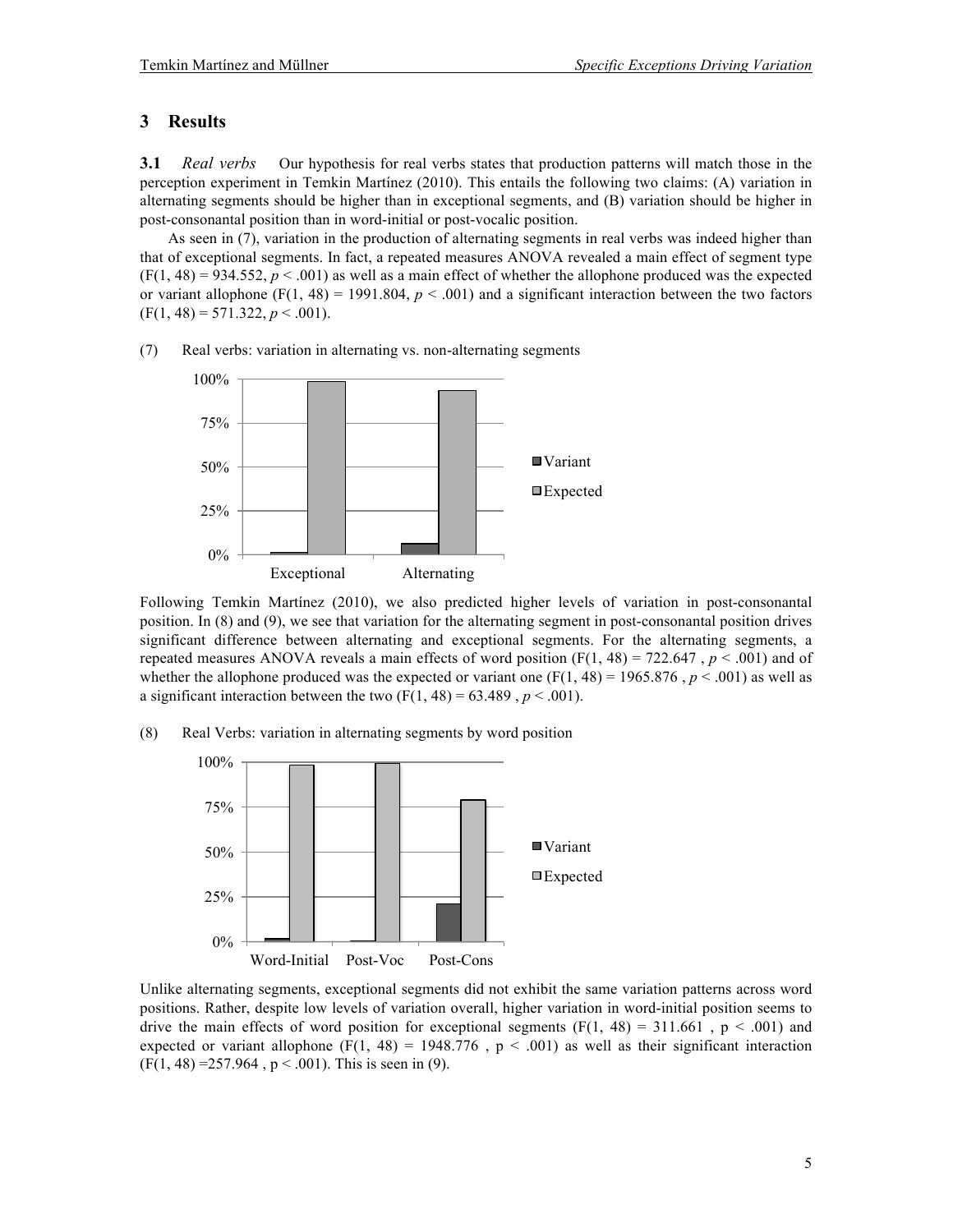## 3 Results

**3.1** *Real verbs* Our hypothesis for real verbs states that production patterns will match those in the perception experiment in Temkin Martínez (2010). This entails the following two claims: (A) variation in alternating segments should be higher than in exceptional segments, and (B) variation should be higher in post-consonantal position than in word-initial or post-vocalic position.

As seen in (7), variation in the production of alternating segments in real verbs was indeed higher than that of exceptional segments. In fact, a repeated measures ANOVA revealed a main effect of segment type ($F(1, 48) = 934.552$, $p < .001$) as well as a main effect of whether the allophone produced was the expected or variant allophone ($F(1, 48) = 1991.804$, $p < .001$) and a significant interaction between the two factors ($F(1, 48) = 571.322$, $p < .001$).

(7) Real verbs: variation in alternating vs. non-alternating segments

Following Temkin Martínez (2010), we also predicted higher levels of variation in post-consonantal position. In (8) and (9), we see that variation for the alternating segment in post-consonantal position drives significant difference between alternating and exceptional segments. For the alternating segments, a repeated measures ANOVA reveals a main effects of word position ($F(1, 48) = 722.647$, $p < .001$) and of whether the allophone produced was the expected or variant one ($F(1, 48) = 1965.876$, $p < .001$) as well as a significant interaction between the two ($F(1, 48) = 63.489$, $p < .001$).

(8) Real Verbs: variation in alternating segments by word position

Unlike alternating segments, exceptional segments did not exhibit the same variation patterns across word positions. Rather, despite low levels of variation overall, higher variation in word-initial position seems to drive the main effects of word position for exceptional segments ($F(1, 48) = 311.661$, $p < .001$) and expected or variant allophone ($F(1, 48) = 1948.776$, $p < .001$) as well as their significant interaction ($F(1, 48) = 257.964$, $p < .001$). This is seen in (9).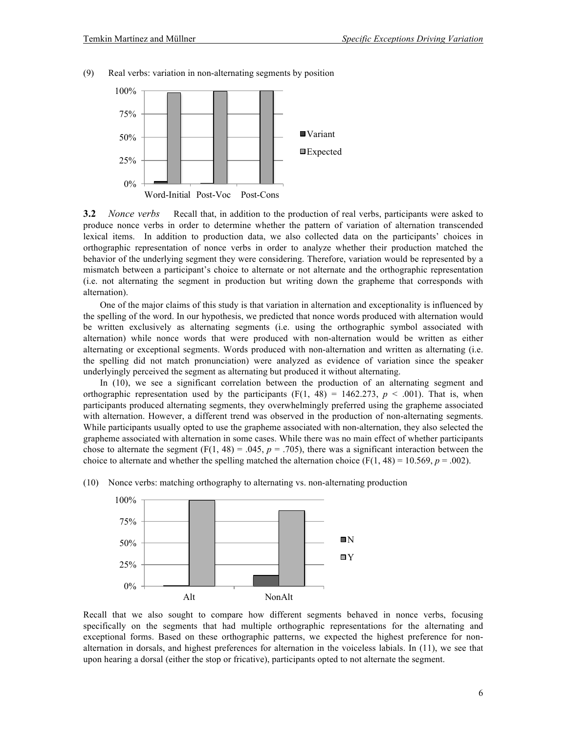(9) Real verbs: variation in non-alternating segments by position

### 3.2 *Nonce verbs*

Recall that, in addition to the production of real verbs, participants were asked to produce nonce verbs in order to determine whether the pattern of variation of alternation transcended lexical items. In addition to production data, we also collected data on the participants' choices in orthographic representation of nonce verbs in order to analyze whether their production matched the behavior of the underlying segment they were considering. Therefore, variation would be represented by a mismatch between a participant's choice to alternate or not alternate and the orthographic representation (i.e. not alternating the segment in production but writing down the grapheme that corresponds with alternation).

One of the major claims of this study is that variation in alternation and exceptionality is influenced by the spelling of the word. In our hypothesis, we predicted that nonce words produced with alternation would be written exclusively as alternating segments (i.e. using the orthographic symbol associated with alternation) while nonce words that were produced with non-alternation would be written as either alternating or exceptional segments. Words produced with non-alternation and written as alternating (i.e. the spelling did not match pronunciation) were analyzed as evidence of variation since the speaker underlyingly perceived the segment as alternating but produced it without alternating.

In (10), we see a significant correlation between the production of an alternating segment and orthographic representation used by the participants ($F(1, 48) = 1462.273$, $p < .001$). That is, when participants produced alternating segments, they overwhelmingly preferred using the grapheme associated with alternation. However, a different trend was observed in the production of non-alternating segments. While participants usually opted to use the grapheme associated with non-alternation, they also selected the grapheme associated with alternation in some cases. While there was no main effect of whether participants chose to alternate the segment ($F(1, 48) = .045$, $p = .705$), there was a significant interaction between the choice to alternate and whether the spelling matched the alternation choice ($F(1, 48) = 10.569$, $p = .002$).

(10) Nonce verbs: matching orthography to alternating vs. non-alternating production

Recall that we also sought to compare how different segments behaved in nonce verbs, focusing specifically on the segments that had multiple orthographic representations for the alternating and exceptional forms. Based on these orthographic patterns, we expected the highest preference for non-alternation in dorsals, and highest preferences for alternation in the voiceless labials. In (11), we see that upon hearing a dorsal (either the stop or fricative), participants opted to not alternate the segment.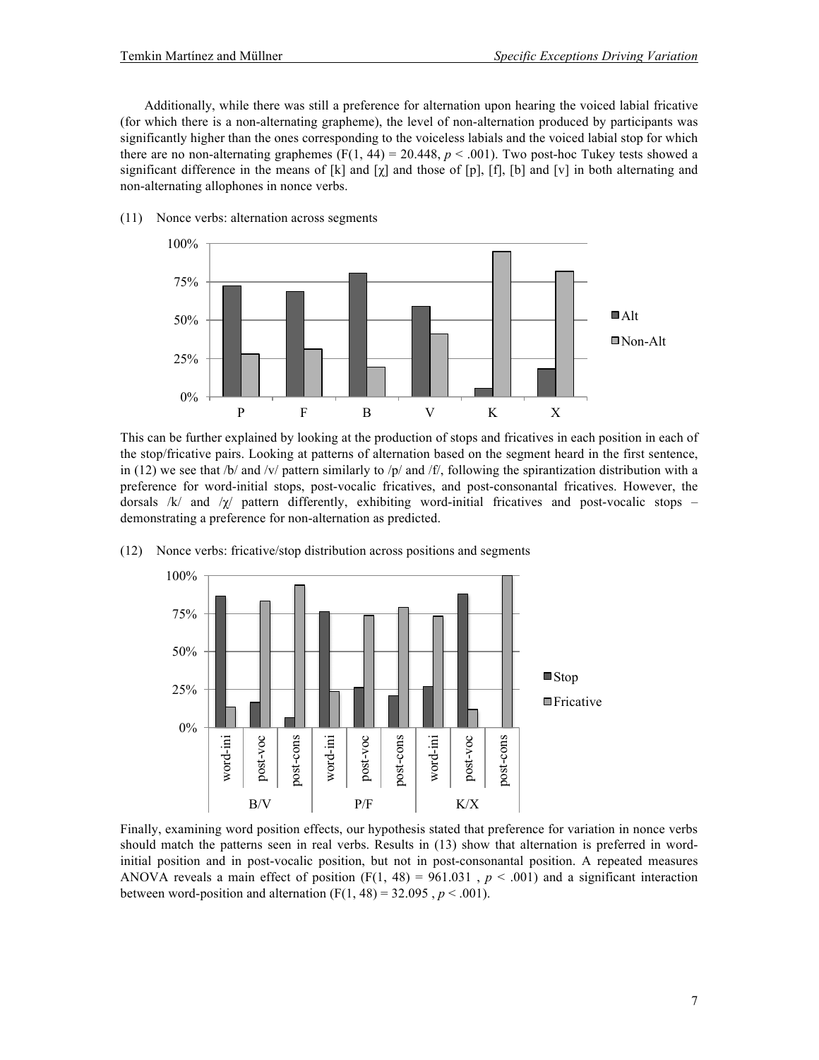Additionally, while there was still a preference for alternation upon hearing the voiced labial fricative (for which there is a non-alternating grapheme), the level of non-alternation produced by participants was significantly higher than the ones corresponding to the voiceless labials and the voiced labial stop for which there are no non-alternating graphemes ($F(1, 44) = 20.448$, $p < .001$). Two post-hoc Tukey tests showed a significant difference in the means of [k] and [χ] and those of [p], [f], [b] and [v] in both alternating and non-alternating allophones in nonce verbs.

(11) Nonce verbs: alternation across segments

This can be further explained by looking at the production of stops and fricatives in each position in each of the stop/fricative pairs. Looking at patterns of alternation based on the segment heard in the first sentence, in (12) we see that /b/ and /v/ pattern similarly to /p/ and /f/, following the spirantization distribution with a preference for word-initial stops, post-vocalic fricatives, and post-consonantal fricatives. However, the dorsals /k/ and /χ/ pattern differently, exhibiting word-initial fricatives and post-vocalic stops – demonstrating a preference for non-alternation as predicted.

(12) Nonce verbs: fricative/stop distribution across positions and segments

Finally, examining word position effects, our hypothesis stated that preference for variation in nonce verbs should match the patterns seen in real verbs. Results in (13) show that alternation is preferred in word-initial position and in post-vocalic position, but not in post-consonantal position. A repeated measures ANOVA reveals a main effect of position ($F(1, 48) = 961.031$, $p < .001$) and a significant interaction between word-position and alternation ($F(1, 48) = 32.095$, $p < .001$).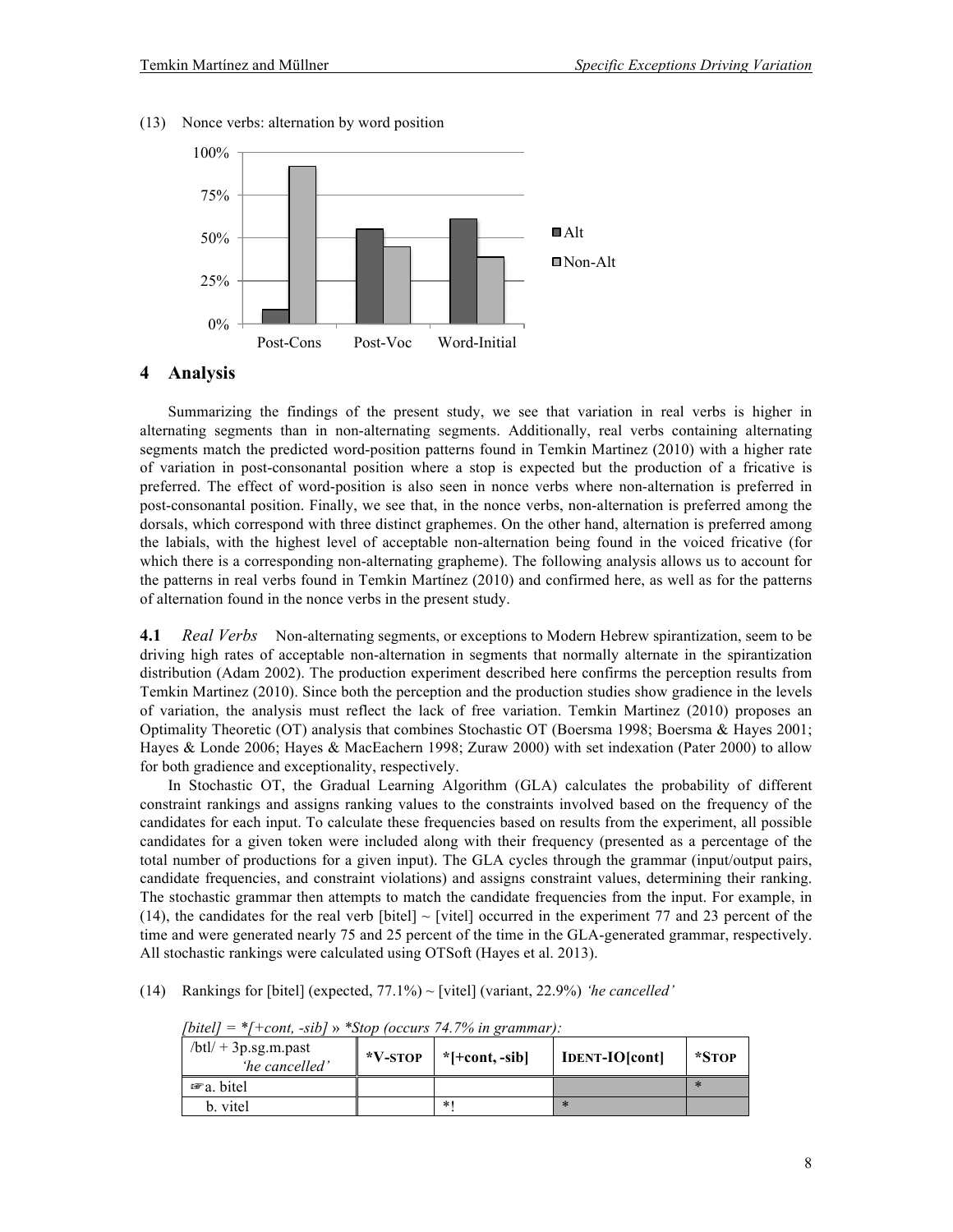(13) Nonce verbs: alternation by word position

| | Alt | Non-Alt |
|---|---|---|
| Post-Cons | | |
| Post-Voc | | |
| Word-Initial | | |

# 4 Analysis

Summarizing the findings of the present study, we see that variation in real verbs is higher in alternating segments than in non-alternating segments. Additionally, real verbs containing alternating segments match the predicted word-position patterns found in Temkin Martinez (2010) with a higher rate of variation in post-consonantal position where a stop is expected but the production of a fricative is preferred. The effect of word-position is also seen in nonce verbs where non-alternation is preferred in post-consonantal position. Finally, we see that, in the nonce verbs, non-alternation is preferred among the dorsals, which correspond with three distinct graphemes. On the other hand, alternation is preferred among the labials, with the highest level of acceptable non-alternation being found in the voiced fricative (for which there is a corresponding non-alternating grapheme). The following analysis allows us to account for the patterns in real verbs found in Temkin Martínez (2010) and confirmed here, as well as for the patterns of alternation found in the nonce verbs in the present study.

**4.1** *Real Verbs* Non-alternating segments, or exceptions to Modern Hebrew spirantization, seem to be driving high rates of acceptable non-alternation in segments that normally alternate in the spirantization distribution (Adam 2002). The production experiment described here confirms the perception results from Temkin Martinez (2010). Since both the perception and the production studies show gradience in the levels of variation, the analysis must reflect the lack of free variation. Temkin Martinez (2010) proposes an Optimality Theoretic (OT) analysis that combines Stochastic OT (Boersma 1998; Boersma & Hayes 2001; Hayes & Londe 2006; Hayes & MacEachern 1998; Zuraw 2000) with set indexation (Pater 2000) to allow for both gradience and exceptionality, respectively.

In Stochastic OT, the Gradual Learning Algorithm (GLA) calculates the probability of different constraint rankings and assigns ranking values to the constraints involved based on the frequency of the candidates for each input. To calculate these frequencies based on results from the experiment, all possible candidates for a given token were included along with their frequency (presented as a percentage of the total number of productions for a given input). The GLA cycles through the grammar (input/output pairs, candidate frequencies, and constraint violations) and assigns constraint values, determining their ranking. The stochastic grammar then attempts to match the candidate frequencies from the input. For example, in (14), the candidates for the real verb [bitel] ~ [vitel] occurred in the experiment 77 and 23 percent of the time and were generated nearly 75 and 25 percent of the time in the GLA-generated grammar, respectively. All stochastic rankings were calculated using OTSoft (Hayes et al. 2013).

(14) Rankings for [bitel] (expected, 77.1%) ~ [vitel] (variant, 22.9%) *'he cancelled'*

*[bitel] = *[+cont, -sib] » *Stop (occurs 74.7% in grammar):*

| /btl/ + 3p.sg.m.past *'he cancelled'* | *V-STOP | *[+cont, -sib] | IDENT-IO[cont] | *STOP |
|---|---|---|---|---|
| ☞a. bitel | | | | * |
| b. vitel | | *! | * | |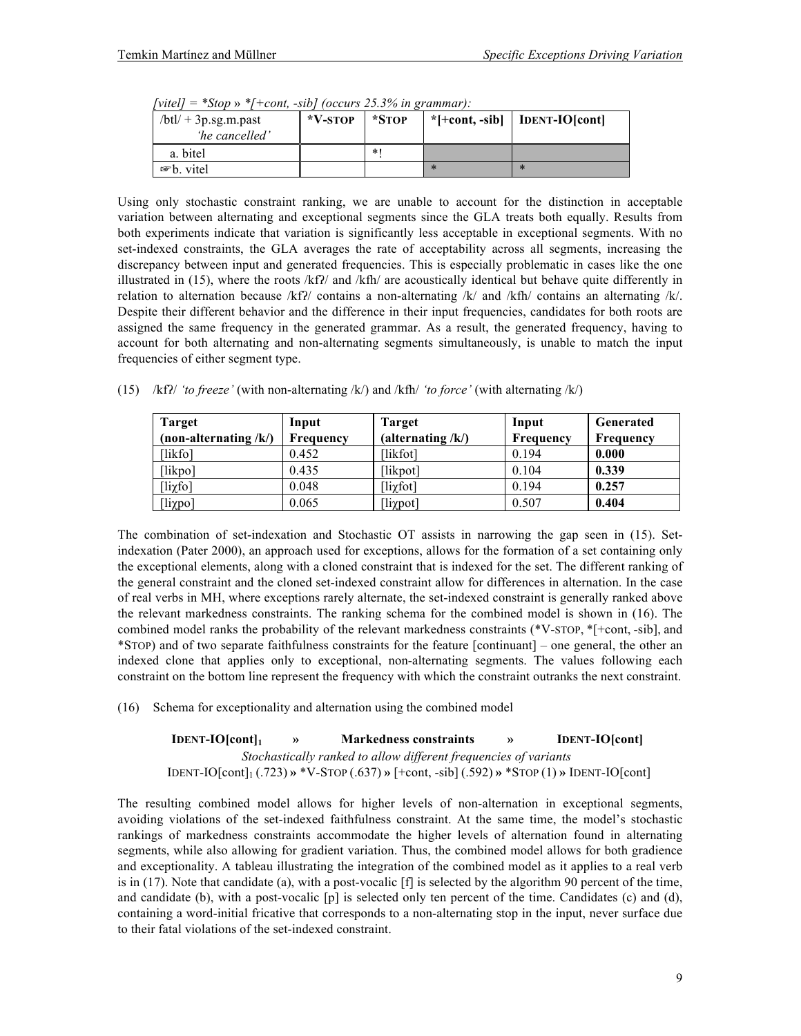*[vitel] = *Stop » *[+cont, -sib] (occurs 25.3% in grammar):*

| /btl/ + 3p.sg.m.past *'he cancelled'* | *V-STOP | *STOP | *[+cont, -sib] | IDENT-IO[cont] |
|---|---|---|---|---|
| a. bitel | | *! | | |
| ☞b. vitel | | | * | * |

Using only stochastic constraint ranking, we are unable to account for the distinction in acceptable variation between alternating and exceptional segments since the GLA treats both equally. Results from both experiments indicate that variation is significantly less acceptable in exceptional segments. With no set-indexed constraints, the GLA averages the rate of acceptability across all segments, increasing the discrepancy between input and generated frequencies. This is especially problematic in cases like the one illustrated in (15), where the roots /kfʔ/ and /kfħ/ are acoustically identical but behave quite differently in relation to alternation because /kfʔ/ contains a non-alternating /k/ and /kfħ/ contains an alternating /k/. Despite their different behavior and the difference in their input frequencies, candidates for both roots are assigned the same frequency in the generated grammar. As a result, the generated frequency, having to account for both alternating and non-alternating segments simultaneously, is unable to match the input frequencies of either segment type.

(15) /kfʔ/ *'to freeze'* (with non-alternating /k/) and /kfħ/ *'to force'* (with alternating /k/)

| Target (non-alternating /k/) | Input Frequency | Target (alternating /k/) | Input Frequency | Generated Frequency |
|---|---|---|---|---|
| [likfo] | 0.452 | [likfot] | 0.194 | **0.000** |
| [likpo] | 0.435 | [likpot] | 0.104 | **0.339** |
| [liχfo] | 0.048 | [liχfot] | 0.194 | **0.257** |
| [liχpo] | 0.065 | [liχpot] | 0.507 | **0.404** |

The combination of set-indexation and Stochastic OT assists in narrowing the gap seen in (15). Set-indexation (Pater 2000), an approach used for exceptions, allows for the formation of a set containing only the exceptional elements, along with a cloned constraint that is indexed for the set. The different ranking of the general constraint and the cloned set-indexed constraint allow for differences in alternation. In the case of real verbs in MH, where exceptions rarely alternate, the set-indexed constraint is generally ranked above the relevant markedness constraints. The ranking schema for the combined model is shown in (16). The combined model ranks the probability of the relevant markedness constraints (*V-STOP, *[+cont, -sib], and *STOP) and of two separate faithfulness constraints for the feature [continuant] – one general, the other an indexed clone that applies only to exceptional, non-alternating segments. The values following each constraint on the bottom line represent the frequency with which the constraint outranks the next constraint.

(16) Schema for exceptionality and alternation using the combined model

**IDENT-IO[cont]$_1$ » Markedness constraints » IDENT-IO[cont]**

*Stochastically ranked to allow different frequencies of variants*

IDENT-IO[cont]$_1$ (.723) » *V-STOP (.637) » [+cont, -sib] (.592) » *STOP (1) » IDENT-IO[cont]

The resulting combined model allows for higher levels of non-alternation in exceptional segments, avoiding violations of the set-indexed faithfulness constraint. At the same time, the model's stochastic rankings of markedness constraints accommodate the higher levels of alternation found in alternating segments, while also allowing for gradient variation. Thus, the combined model allows for both gradience and exceptionality. A tableau illustrating the integration of the combined model as it applies to a real verb is in (17). Note that candidate (a), with a post-vocalic [f] is selected by the algorithm 90 percent of the time, and candidate (b), with a post-vocalic [p] is selected only ten percent of the time. Candidates (c) and (d), containing a word-initial fricative that corresponds to a non-alternating stop in the input, never surface due to their fatal violations of the set-indexed constraint.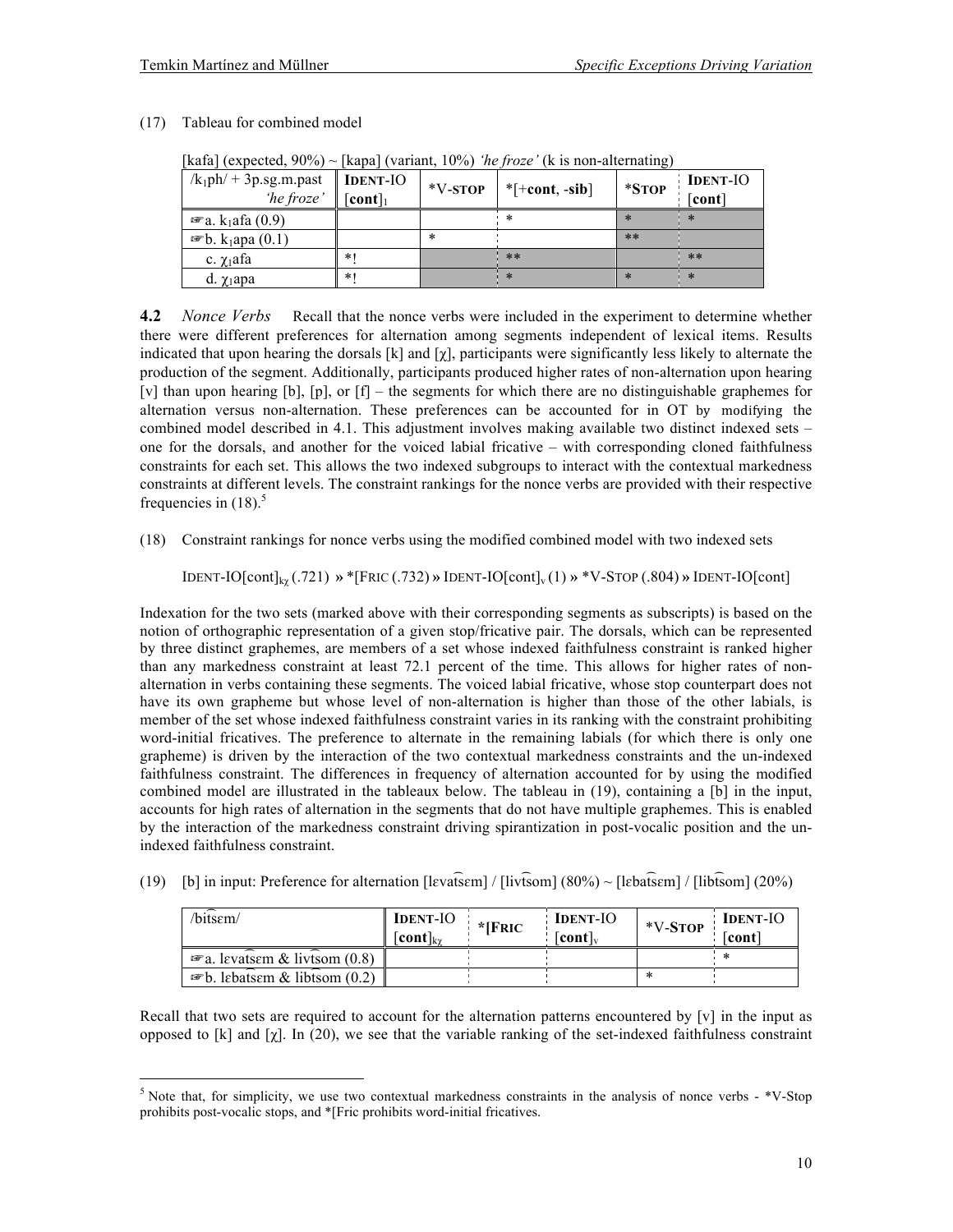(17) Tableau for combined model

[kafa] (expected, 90%) ~ [kapa] (variant, 10%) *'he froze'* (k is non-alternating)

| /k₁ph/ + 3p.sg.m.past *'he froze'* | **IDENT**-IO [**cont**]₁ | *V-**STOP** | *[+**cont**, -**sib**] | ***STOP** | **IDENT**-IO [**cont**] |
|---|---|---|---|---|---|
| ☞a. k₁afa (0.9) | | | * | * | * |
| ☞b. k₁apa (0.1) | | * | | ** | |
| c. χ₁afa | *! | | ** | | ** |
| d. χ₁apa | *! | | * | * | * |

**4.2** *Nonce Verbs* Recall that the nonce verbs were included in the experiment to determine whether there were different preferences for alternation among segments independent of lexical items. Results indicated that upon hearing the dorsals [k] and [χ], participants were significantly less likely to alternate the production of the segment. Additionally, participants produced higher rates of non-alternation upon hearing [v] than upon hearing [b], [p], or [f] – the segments for which there are no distinguishable graphemes for alternation versus non-alternation. These preferences can be accounted for in OT by modifying the combined model described in 4.1. This adjustment involves making available two distinct indexed sets – one for the dorsals, and another for the voiced labial fricative – with corresponding cloned faithfulness constraints for each set. This allows the two indexed subgroups to interact with the contextual markedness constraints at different levels. The constraint rankings for the nonce verbs are provided with their respective frequencies in (18).[5]

(18) Constraint rankings for nonce verbs using the modified combined model with two indexed sets

IDENT-IO[cont]$_{k\chi}$ (.721) » *[FRIC (.732) » IDENT-IO[cont]$_v$ (1) » *V-STOP (.804) » IDENT-IO[cont]

Indexation for the two sets (marked above with their corresponding segments as subscripts) is based on the notion of orthographic representation of a given stop/fricative pair. The dorsals, which can be represented by three distinct graphemes, are members of a set whose indexed faithfulness constraint is ranked higher than any markedness constraint at least 72.1 percent of the time. This allows for higher rates of non-alternation in verbs containing these segments. The voiced labial fricative, whose stop counterpart does not have its own grapheme but whose level of non-alternation is higher than those of the other labials, is member of the set whose indexed faithfulness constraint varies in its ranking with the constraint prohibiting word-initial fricatives. The preference to alternate in the remaining labials (for which there is only one grapheme) is driven by the interaction of the two contextual markedness constraints and the un-indexed faithfulness constraint. The differences in frequency of alternation accounted for by using the modified combined model are illustrated in the tableaux below. The tableau in (19), containing a [b] in the input, accounts for high rates of alternation in the segments that do not have multiple graphemes. This is enabled by the interaction of the markedness constraint driving spirantization in post-vocalic position and the un-indexed faithfulness constraint.

(19) [b] in input: Preference for alternation [lɛvat͡sɛm] / [livt͡som] (80%) ~ [lɛbat͡sɛm] / [libt͡som] (20%)

| /bit͡sɛm/ | **IDENT**-IO [**cont**]$_{k\chi}$ | *[**FRIC** | **IDENT**-IO [**cont**]$_v$ | *V-**STOP** | **IDENT**-IO [**cont**] |
|---|---|---|---|---|---|
| ☞a. lɛvat͡sɛm & livt͡som (0.8) | | | | | * |
| ☞b. lɛbat͡sɛm & libt͡som (0.2) | | | | * | |

Recall that two sets are required to account for the alternation patterns encountered by [v] in the input as opposed to [k] and [χ]. In (20), we see that the variable ranking of the set-indexed faithfulness constraint

[5] Note that, for simplicity, we use two contextual markedness constraints in the analysis of nonce verbs - *V-Stop prohibits post-vocalic stops, and *[Fric prohibits word-initial fricatives.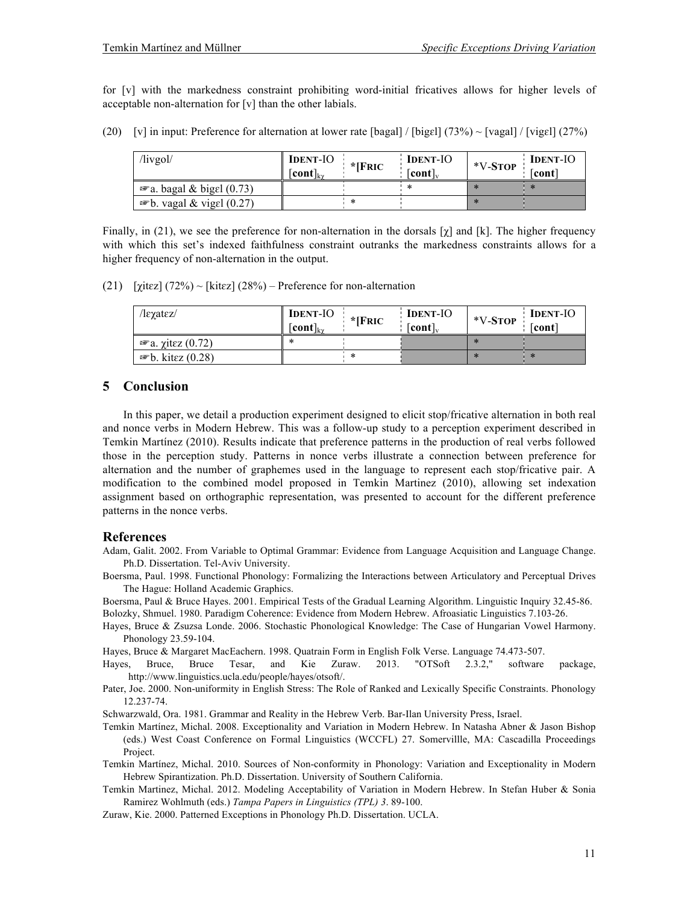for [v] with the markedness constraint prohibiting word-initial fricatives allows for higher levels of acceptable non-alternation for [v] than the other labials.

(20) [v] in input: Preference for alternation at lower rate [bagal] / [bigɛl] (73%) ~ [vagal] / [vigɛl] (27%)

| /livgol/ | **IDENT**-IO [**cont**]$_{k\chi}$ | *[**FRIC** | **IDENT**-IO [**cont**]$_{v}$ | *V-**STOP** | **IDENT**-IO [**cont**] |
|---|---|---|---|---|---|
| ☞a. bagal & bigɛl (0.73) | | | * | * | * |
| ☞b. vagal & vigɛl (0.27) | | * | | * | |

Finally, in (21), we see the preference for non-alternation in the dorsals [χ] and [k]. The higher frequency with which this set's indexed faithfulness constraint outranks the markedness constraints allows for a higher frequency of non-alternation in the output.

(21) [χitɛz] (72%) ~ [kitɛz] (28%) – Preference for non-alternation

| /lɛχatɛz/ | **IDENT**-IO [**cont**]$_{k\chi}$ | *[**FRIC** | **IDENT**-IO [**cont**]$_{v}$ | *V-**STOP** | **IDENT**-IO [**cont**] |
|---|---|---|---|---|---|
| ☞a. χitɛz (0.72) | * | | | * | |
| ☞b. kitɛz (0.28) | | * | | * | * |

## 5 Conclusion

In this paper, we detail a production experiment designed to elicit stop/fricative alternation in both real and nonce verbs in Modern Hebrew. This was a follow-up study to a perception experiment described in Temkin Martínez (2010). Results indicate that preference patterns in the production of real verbs followed those in the perception study. Patterns in nonce verbs illustrate a connection between preference for alternation and the number of graphemes used in the language to represent each stop/fricative pair. A modification to the combined model proposed in Temkin Martinez (2010), allowing set indexation assignment based on orthographic representation, was presented to account for the different preference patterns in the nonce verbs.

## References

Adam, Galit. 2002. From Variable to Optimal Grammar: Evidence from Language Acquisition and Language Change. Ph.D. Dissertation. Tel-Aviv University.

Boersma, Paul. 1998. Functional Phonology: Formalizing the Interactions between Articulatory and Perceptual Drives The Hague: Holland Academic Graphics.

Boersma, Paul & Bruce Hayes. 2001. Empirical Tests of the Gradual Learning Algorithm. Linguistic Inquiry 32.45-86.

Bolozky, Shmuel. 1980. Paradigm Coherence: Evidence from Modern Hebrew. Afroasiatic Linguistics 7.103-26.

Hayes, Bruce & Zsuzsa Londe. 2006. Stochastic Phonological Knowledge: The Case of Hungarian Vowel Harmony. Phonology 23.59-104.

Hayes, Bruce & Margaret MacEachern. 1998. Quatrain Form in English Folk Verse. Language 74.473-507.

Hayes, Bruce, Bruce Tesar, and Kie Zuraw. 2013. "OTSoft 2.3.2," software package, http://www.linguistics.ucla.edu/people/hayes/otsoft/.

Pater, Joe. 2000. Non-uniformity in English Stress: The Role of Ranked and Lexically Specific Constraints. Phonology 12.237-74.

Schwarzwald, Ora. 1981. Grammar and Reality in the Hebrew Verb. Bar-Ilan University Press, Israel.

Temkin Martínez, Michal. 2008. Exceptionality and Variation in Modern Hebrew. In Natasha Abner & Jason Bishop (eds.) West Coast Conference on Formal Linguistics (WCCFL) 27. Somervillle, MA: Cascadilla Proceedings Project.

Temkin Martínez, Michal. 2010. Sources of Non-conformity in Phonology: Variation and Exceptionality in Modern Hebrew Spirantization. Ph.D. Dissertation. University of Southern California.

Temkin Martinez, Michal. 2012. Modeling Acceptability of Variation in Modern Hebrew. In Stefan Huber & Sonia Ramirez Wohlmuth (eds.) *Tampa Papers in Linguistics (TPL) 3*. 89-100.

Zuraw, Kie. 2000. Patterned Exceptions in Phonology Ph.D. Dissertation. UCLA.